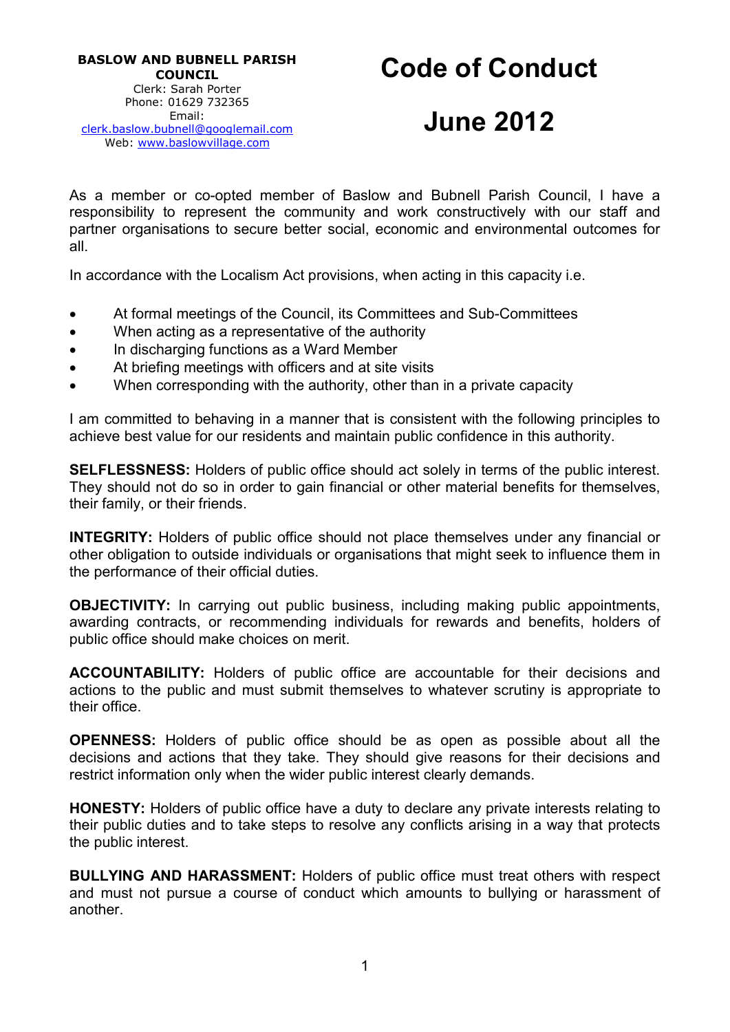**BASLOW AND BUBNELL PARISH COUNCIL**
Clerk: Sarah Porter
Phone: 01629 732365
Email: clerk.baslow.bubnell@googlemail.com
Web: www.baslowvillage.com

# Code of Conduct

# June 2012

As a member or co-opted member of Baslow and Bubnell Parish Council, I have a responsibility to represent the community and work constructively with our staff and partner organisations to secure better social, economic and environmental outcomes for all.

In accordance with the Localism Act provisions, when acting in this capacity i.e.

- At formal meetings of the Council, its Committees and Sub-Committees
- When acting as a representative of the authority
- In discharging functions as a Ward Member
- At briefing meetings with officers and at site visits
- When corresponding with the authority, other than in a private capacity

I am committed to behaving in a manner that is consistent with the following principles to achieve best value for our residents and maintain public confidence in this authority.

**SELFLESSNESS:** Holders of public office should act solely in terms of the public interest. They should not do so in order to gain financial or other material benefits for themselves, their family, or their friends.

**INTEGRITY:** Holders of public office should not place themselves under any financial or other obligation to outside individuals or organisations that might seek to influence them in the performance of their official duties.

**OBJECTIVITY:** In carrying out public business, including making public appointments, awarding contracts, or recommending individuals for rewards and benefits, holders of public office should make choices on merit.

**ACCOUNTABILITY:** Holders of public office are accountable for their decisions and actions to the public and must submit themselves to whatever scrutiny is appropriate to their office.

**OPENNESS:** Holders of public office should be as open as possible about all the decisions and actions that they take. They should give reasons for their decisions and restrict information only when the wider public interest clearly demands.

**HONESTY:** Holders of public office have a duty to declare any private interests relating to their public duties and to take steps to resolve any conflicts arising in a way that protects the public interest.

**BULLYING AND HARASSMENT:** Holders of public office must treat others with respect and must not pursue a course of conduct which amounts to bullying or harassment of another.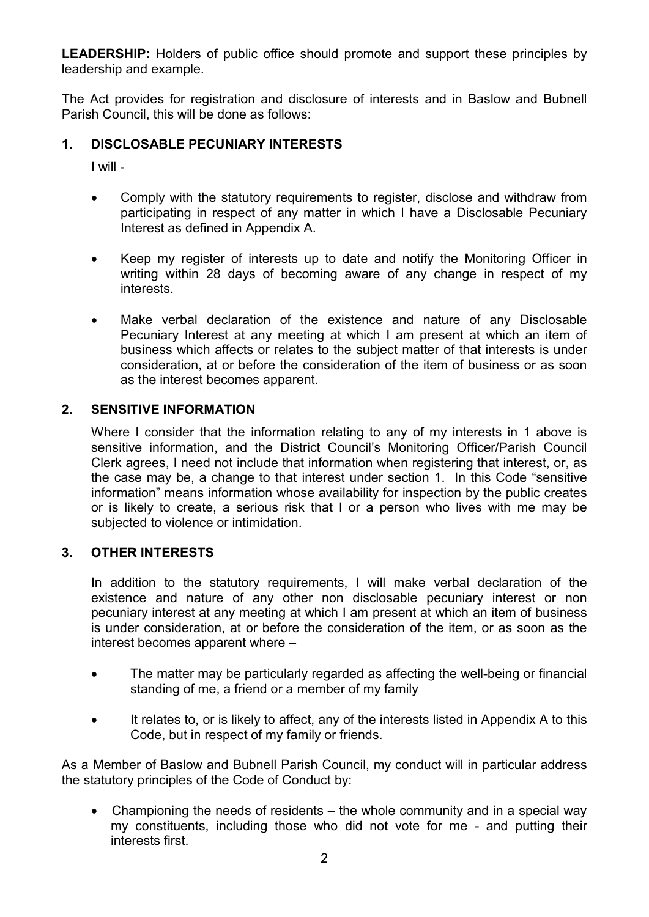**LEADERSHIP:** Holders of public office should promote and support these principles by leadership and example.

The Act provides for registration and disclosure of interests and in Baslow and Bubnell Parish Council, this will be done as follows:

## 1. DISCLOSABLE PECUNIARY INTERESTS

I will -

- Comply with the statutory requirements to register, disclose and withdraw from participating in respect of any matter in which I have a Disclosable Pecuniary Interest as defined in Appendix A.
- Keep my register of interests up to date and notify the Monitoring Officer in writing within 28 days of becoming aware of any change in respect of my interests.
- Make verbal declaration of the existence and nature of any Disclosable Pecuniary Interest at any meeting at which I am present at which an item of business which affects or relates to the subject matter of that interests is under consideration, at or before the consideration of the item of business or as soon as the interest becomes apparent.

## 2. SENSITIVE INFORMATION

Where I consider that the information relating to any of my interests in 1 above is sensitive information, and the District Council's Monitoring Officer/Parish Council Clerk agrees, I need not include that information when registering that interest, or, as the case may be, a change to that interest under section 1. In this Code "sensitive information" means information whose availability for inspection by the public creates or is likely to create, a serious risk that I or a person who lives with me may be subjected to violence or intimidation.

## 3. OTHER INTERESTS

In addition to the statutory requirements, I will make verbal declaration of the existence and nature of any other non disclosable pecuniary interest or non pecuniary interest at any meeting at which I am present at which an item of business is under consideration, at or before the consideration of the item, or as soon as the interest becomes apparent where –

- The matter may be particularly regarded as affecting the well-being or financial standing of me, a friend or a member of my family
- It relates to, or is likely to affect, any of the interests listed in Appendix A to this Code, but in respect of my family or friends.

As a Member of Baslow and Bubnell Parish Council, my conduct will in particular address the statutory principles of the Code of Conduct by:

- Championing the needs of residents – the whole community and in a special way my constituents, including those who did not vote for me - and putting their interests first.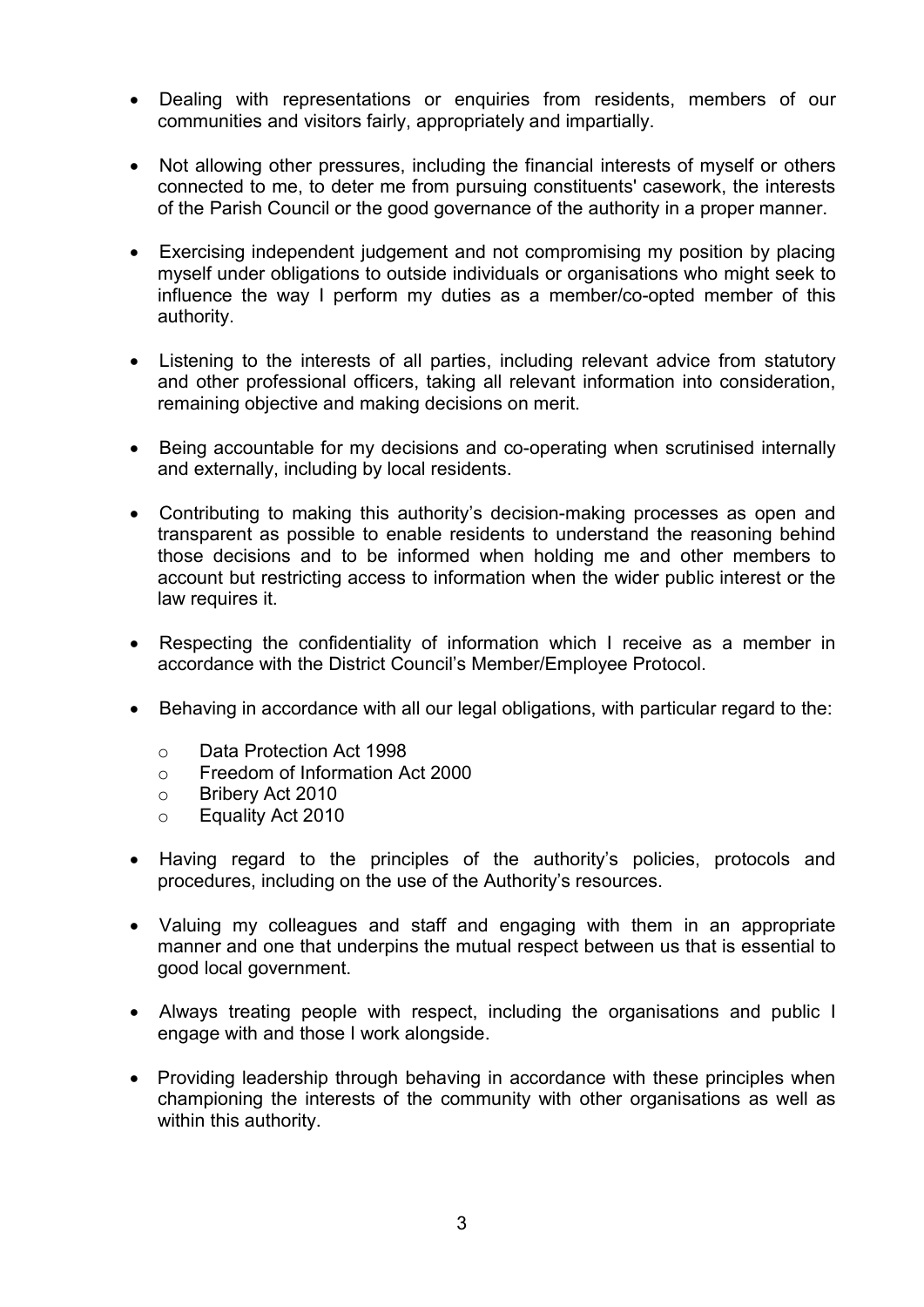- Dealing with representations or enquiries from residents, members of our communities and visitors fairly, appropriately and impartially.

- Not allowing other pressures, including the financial interests of myself or others connected to me, to deter me from pursuing constituents' casework, the interests of the Parish Council or the good governance of the authority in a proper manner.

- Exercising independent judgement and not compromising my position by placing myself under obligations to outside individuals or organisations who might seek to influence the way I perform my duties as a member/co-opted member of this authority.

- Listening to the interests of all parties, including relevant advice from statutory and other professional officers, taking all relevant information into consideration, remaining objective and making decisions on merit.

- Being accountable for my decisions and co-operating when scrutinised internally and externally, including by local residents.

- Contributing to making this authority's decision-making processes as open and transparent as possible to enable residents to understand the reasoning behind those decisions and to be informed when holding me and other members to account but restricting access to information when the wider public interest or the law requires it.

- Respecting the confidentiality of information which I receive as a member in accordance with the District Council's Member/Employee Protocol.

- Behaving in accordance with all our legal obligations, with particular regard to the:

  - Data Protection Act 1998
  - Freedom of Information Act 2000
  - Bribery Act 2010
  - Equality Act 2010

- Having regard to the principles of the authority's policies, protocols and procedures, including on the use of the Authority's resources.

- Valuing my colleagues and staff and engaging with them in an appropriate manner and one that underpins the mutual respect between us that is essential to good local government.

- Always treating people with respect, including the organisations and public I engage with and those I work alongside.

- Providing leadership through behaving in accordance with these principles when championing the interests of the community with other organisations as well as within this authority.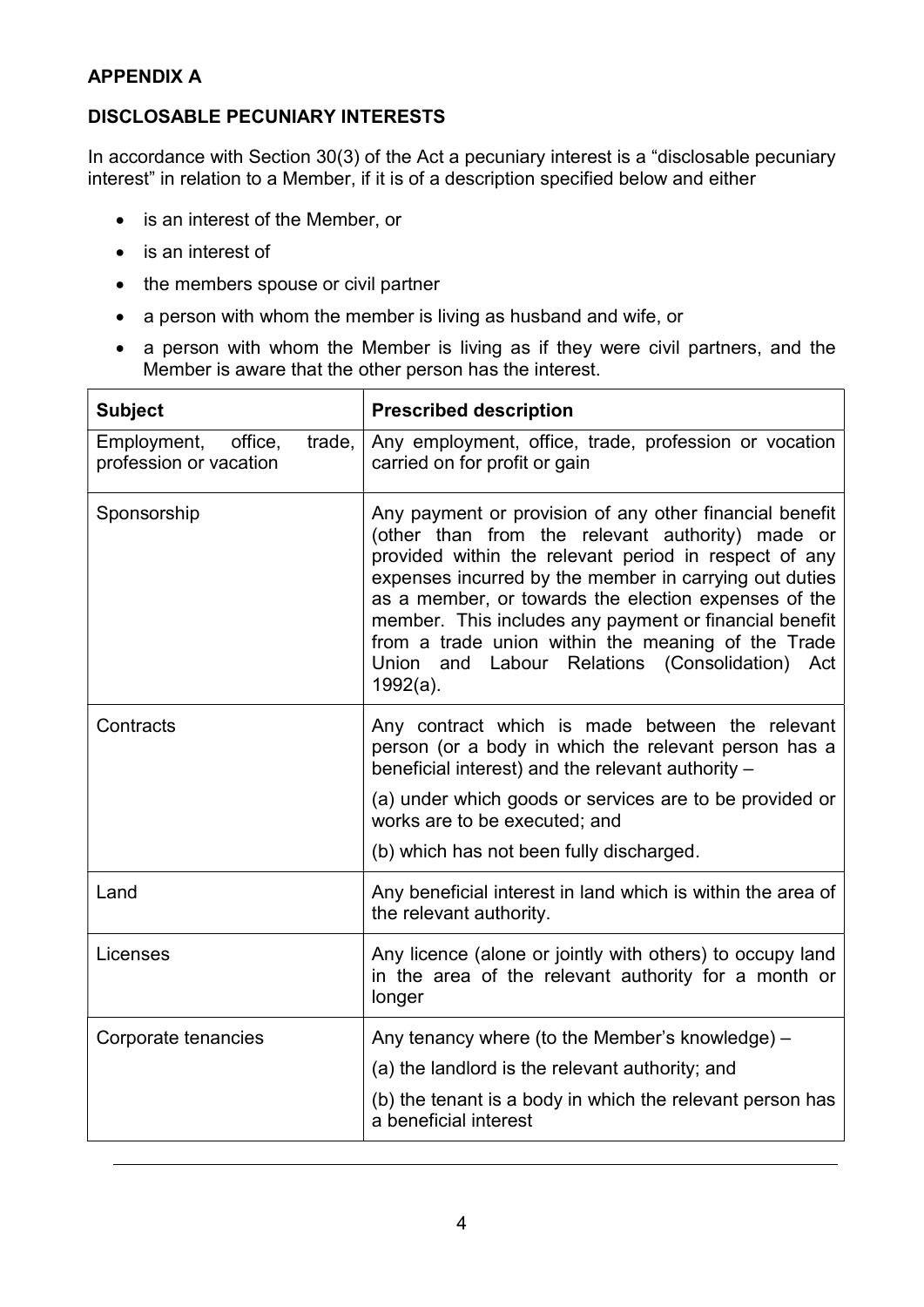**APPENDIX A**

**DISCLOSABLE PECUNIARY INTERESTS**

In accordance with Section 30(3) of the Act a pecuniary interest is a "disclosable pecuniary interest" in relation to a Member, if it is of a description specified below and either

- is an interest of the Member, or
- is an interest of
- the members spouse or civil partner
- a person with whom the member is living as husband and wife, or
- a person with whom the Member is living as if they were civil partners, and the Member is aware that the other person has the interest.

| Subject | Prescribed description |
|---|---|
| Employment, office, trade, profession or vacation | Any employment, office, trade, profession or vocation carried on for profit or gain |
| Sponsorship | Any payment or provision of any other financial benefit (other than from the relevant authority) made or provided within the relevant period in respect of any expenses incurred by the member in carrying out duties as a member, or towards the election expenses of the member. This includes any payment or financial benefit from a trade union within the meaning of the Trade Union and Labour Relations (Consolidation) Act 1992(a). |
| Contracts | Any contract which is made between the relevant person (or a body in which the relevant person has a beneficial interest) and the relevant authority – (a) under which goods or services are to be provided or works are to be executed; and (b) which has not been fully discharged. |
| Land | Any beneficial interest in land which is within the area of the relevant authority. |
| Licenses | Any licence (alone or jointly with others) to occupy land in the area of the relevant authority for a month or longer |
| Corporate tenancies | Any tenancy where (to the Member's knowledge) – (a) the landlord is the relevant authority; and (b) the tenant is a body in which the relevant person has a beneficial interest |